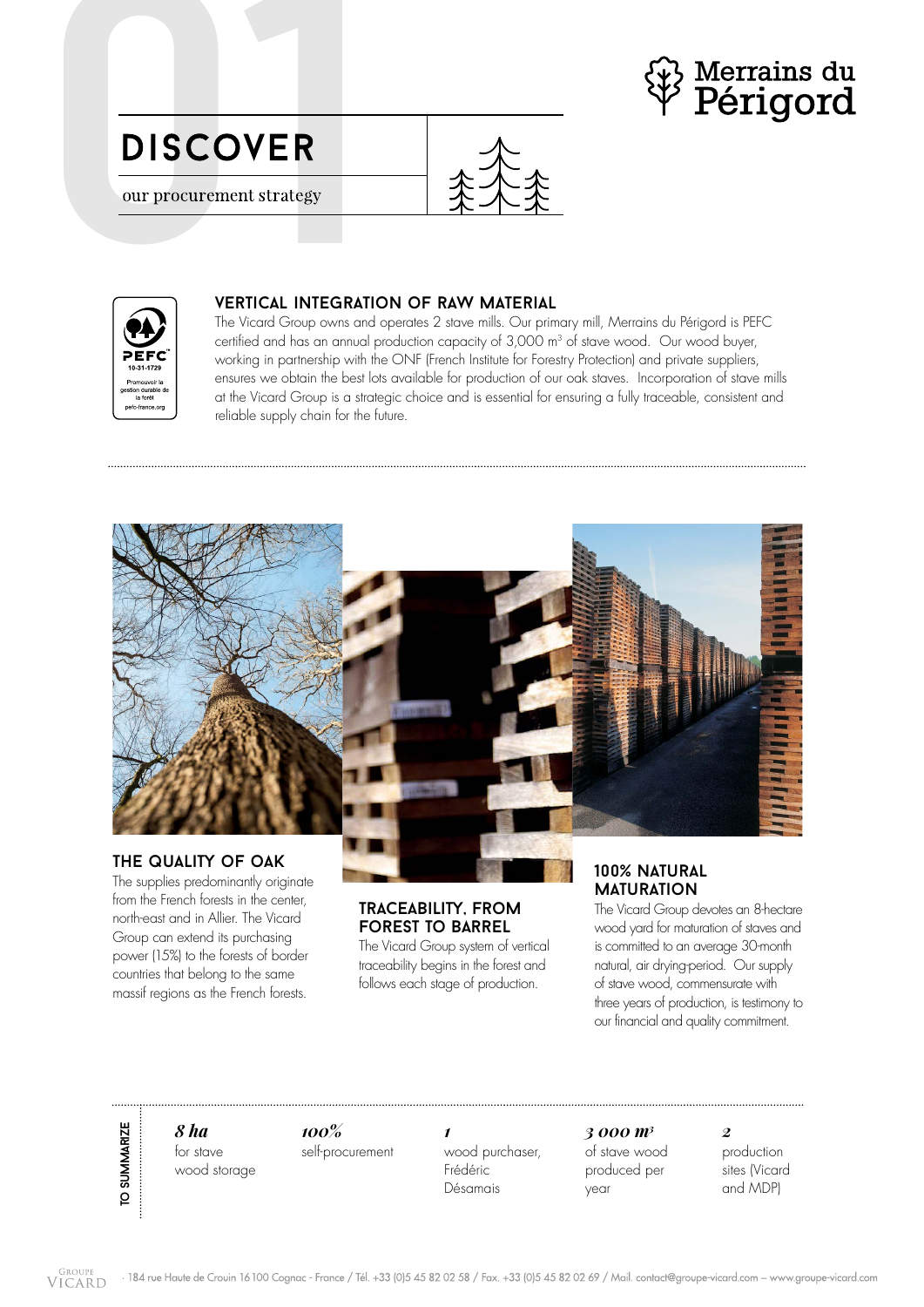Merrains du Périgord

# DISCOVER

our procurement strategy

PEFC 10-31-1729 Promouvoir la gestion durable de la forêt pefc-france.org

## VERTICAL INTEGRATION OF RAW MATERIAL

The Vicard Group owns and operates 2 stave mills. Our primary mill, Merrains du Périgord is PEFC certified and has an annual production capacity of 3,000 m³ of stave wood. Our wood buyer, working in partnership with the ONF (French Institute for Forestry Protection) and private suppliers, ensures we obtain the best lots available for production of our oak staves. Incorporation of stave mills at the Vicard Group is a strategic choice and is essential for ensuring a fully traceable, consistent and reliable supply chain for the future.

## THE QUALITY OF OAK

The supplies predominantly originate from the French forests in the center, north-east and in Allier. The Vicard Group can extend its purchasing power (15%) to the forests of border countries that belong to the same massif regions as the French forests.

## TRACEABILITY, FROM FOREST TO BARREL

The Vicard Group system of vertical traceability begins in the forest and follows each stage of production.

## 100% NATURAL MATURATION

The Vicard Group devotes an 8-hectare wood yard for maturation of staves and is committed to an average 30-month natural, air drying-period. Our supply of stave wood, commensurate with three years of production, is testimony to our financial and quality commitment.

**TO SUMMARIZE**

- ***8 ha*** for stave wood storage
- ***100%*** self-procurement
- ***1*** wood purchaser, Frédéric Désamais
- ***3 000 m³*** of stave wood produced per year
- ***2*** production sites (Vicard and MDP)

Groupe Vicard · 184 rue Haute de Crouin 16 100 Cognac - France / Tél. +33 (0)5 45 82 02 58 / Fax. +33 (0)5 45 82 02 69 / Mail. contact@groupe-vicard.com – www.groupe-vicard.com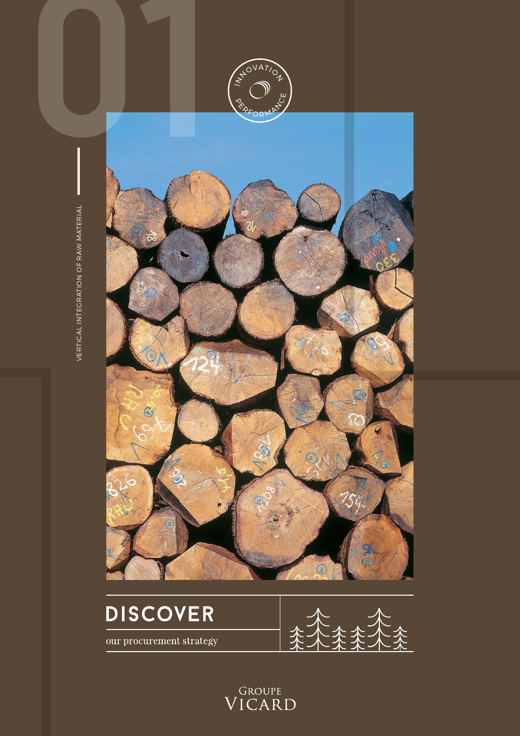01

VERTICAL INTEGRATION OF RAW MATERIAL

INNOVATION PERFORMANCE

# DISCOVER

our procurement strategy

GROUPE VICARD